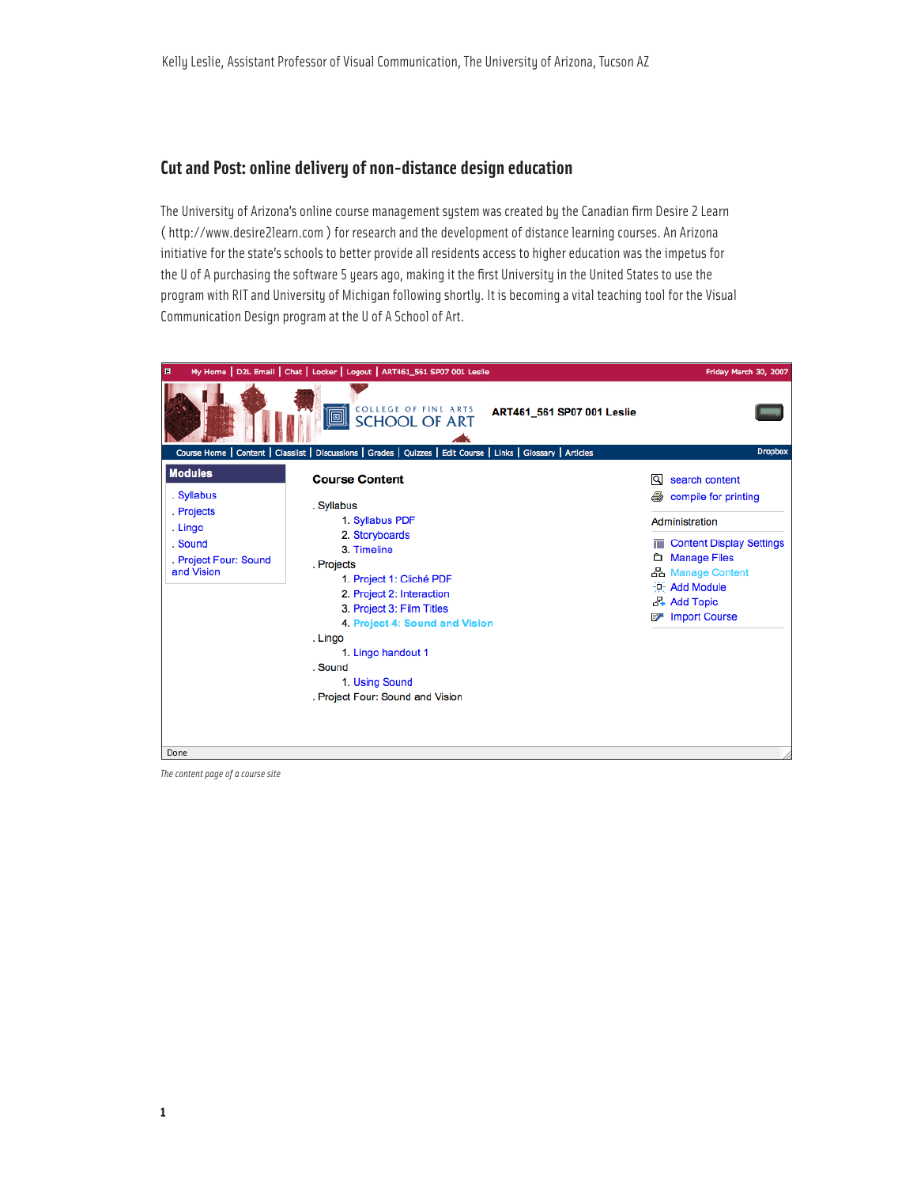Kelly Leslie, Assistant Professor of Visual Communication, The University of Arizona, Tucson AZ

## Cut and Post: online delivery of non-distance design education

The University of Arizona's online course management system was created by the Canadian firm Desire 2 Learn ( http://www.desire2learn.com ) for research and the development of distance learning courses. An Arizona initiative for the state's schools to better provide all residents access to higher education was the impetus for the U of A purchasing the software 5 years ago, making it the first University in the United States to use the program with RIT and University of Michigan following shortly. It is becoming a vital teaching tool for the Visual Communication Design program at the U of A School of Art.

*The content page of a course site*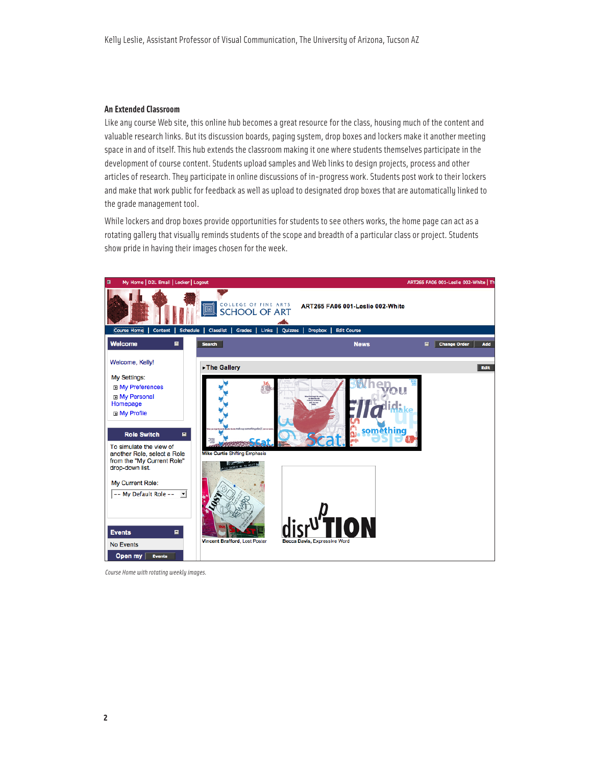## An Extended Classroom

Like any course Web site, this online hub becomes a great resource for the class, housing much of the content and valuable research links. But its discussion boards, paging system, drop boxes and lockers make it another meeting space in and of itself. This hub extends the classroom making it one where students themselves participate in the development of course content. Students upload samples and Web links to design projects, process and other articles of research. They participate in online discussions of in-progress work. Students post work to their lockers and make that work public for feedback as well as upload to designated drop boxes that are automatically linked to the grade management tool.

While lockers and drop boxes provide opportunities for students to see others works, the home page can act as a rotating gallery that visually reminds students of the scope and breadth of a particular class or project. Students show pride in having their images chosen for the week.

*Course Home with rotating weekly images.*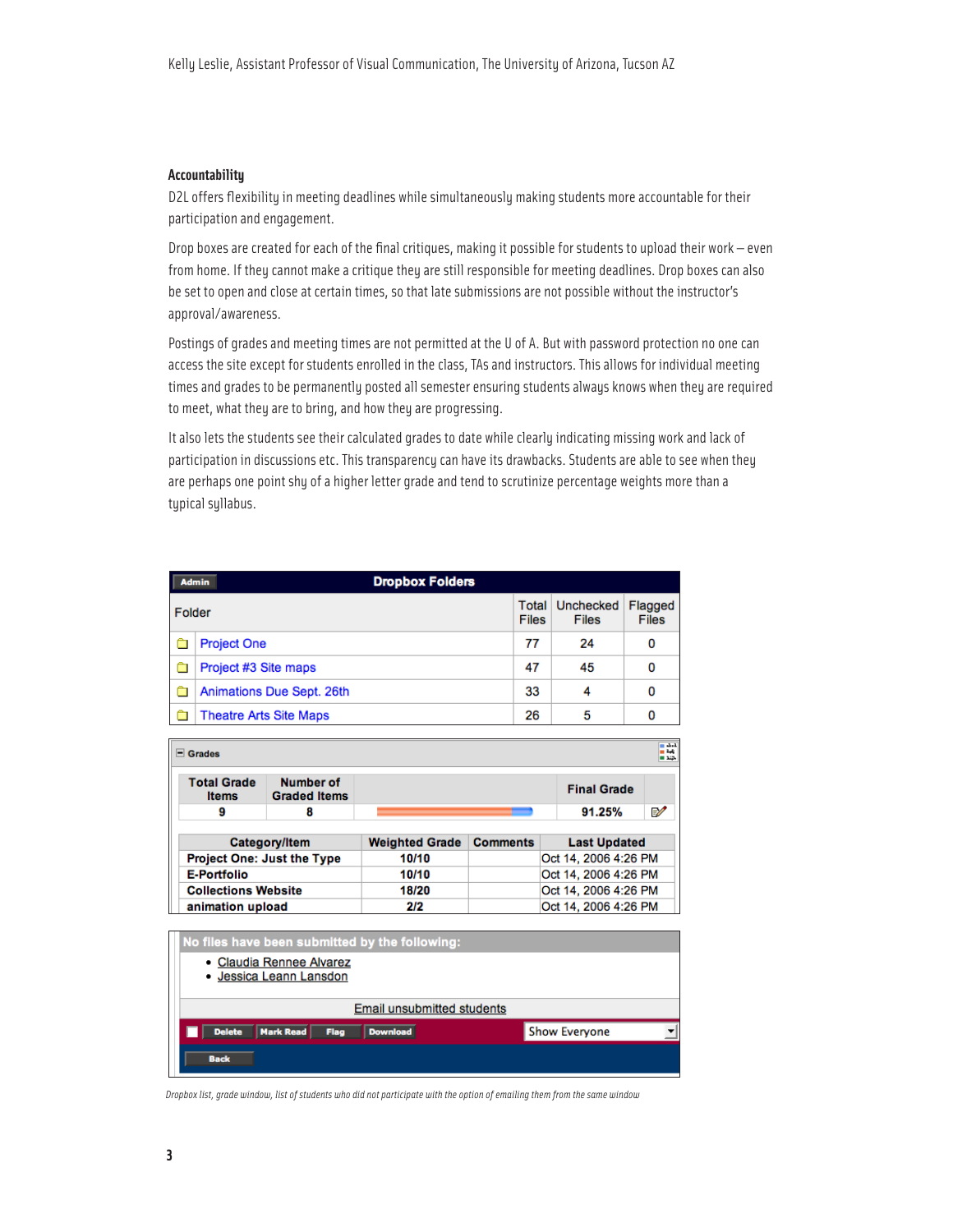## Accountability

D2L offers flexibility in meeting deadlines while simultaneously making students more accountable for their participation and engagement.

Drop boxes are created for each of the final critiques, making it possible for students to upload their work – even from home. If they cannot make a critique they are still responsible for meeting deadlines. Drop boxes can also be set to open and close at certain times, so that late submissions are not possible without the instructor's approval/awareness.

Postings of grades and meeting times are not permitted at the U of A. But with password protection no one can access the site except for students enrolled in the class, TAs and instructors. This allows for individual meeting times and grades to be permanently posted all semester ensuring students always knows when they are required to meet, what they are to bring, and how they are progressing.

It also lets the students see their calculated grades to date while clearly indicating missing work and lack of participation in discussions etc. This transparency can have its drawbacks. Students are able to see when they are perhaps one point shy of a higher letter grade and tend to scrutinize percentage weights more than a typical syllabus.

**Dropbox Folders**

| Folder | Total Files | Unchecked Files | Flagged Files |
|---|---|---|---|
| Project One | 77 | 24 | 0 |
| Project #3 Site maps | 47 | 45 | 0 |
| Animations Due Sept. 26th | 33 | 4 | 0 |
| Theatre Arts Site Maps | 26 | 5 | 0 |

**Grades**

| Total Grade Items | Number of Graded Items | Final Grade |
|---|---|---|
| 9 | 8 | 91.25% |

| Category/Item | Weighted Grade | Comments | Last Updated |
|---|---|---|---|
| Project One: Just the Type | 10/10 | | Oct 14, 2006 4:26 PM |
| E-Portfolio | 10/10 | | Oct 14, 2006 4:26 PM |
| Collections Website | 18/20 | | Oct 14, 2006 4:26 PM |
| animation upload | 2/2 | | Oct 14, 2006 4:26 PM |

**No files have been submitted by the following:**

- Claudia Rennee Alvarez
- Jessica Leann Lansdon

Email unsubmitted students

Delete | Mark Read | Flag | Download | Show Everyone | Back

*Dropbox list, grade window, list of students who did not participate with the option of emailing them from the same window*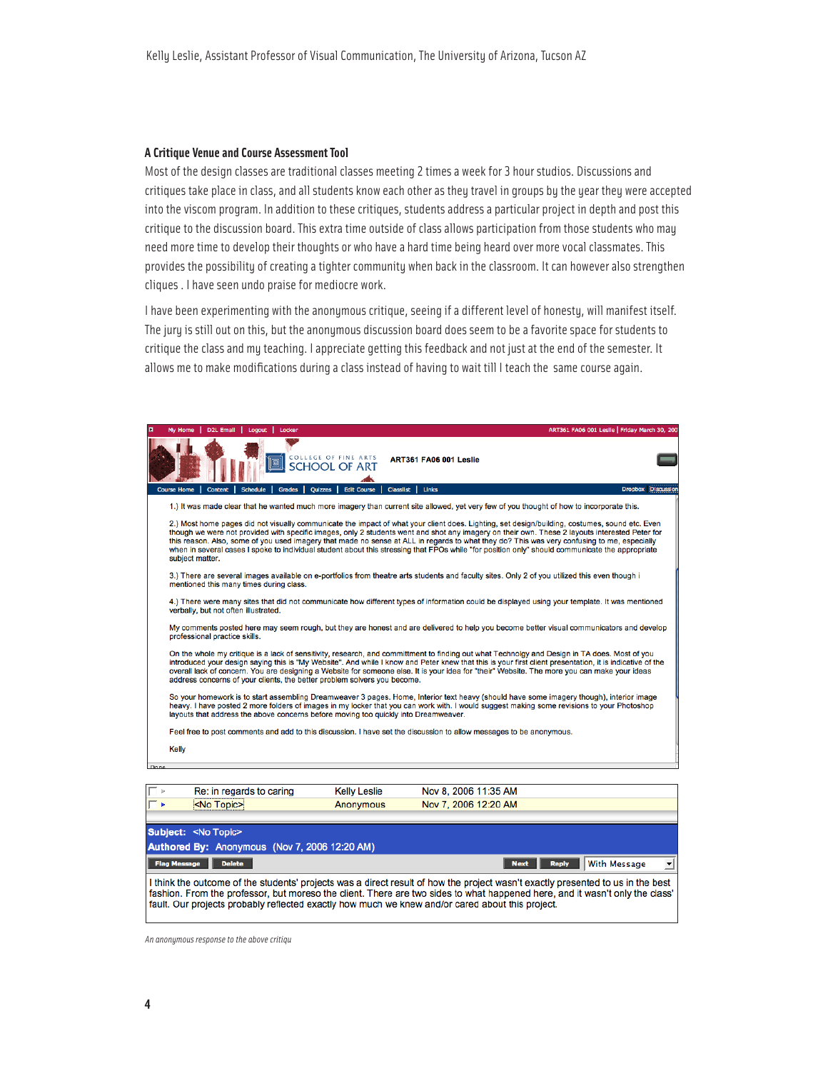### A Critique Venue and Course Assessment Tool

Most of the design classes are traditional classes meeting 2 times a week for 3 hour studios. Discussions and critiques take place in class, and all students know each other as they travel in groups by the year they were accepted into the viscom program. In addition to these critiques, students address a particular project in depth and post this critique to the discussion board. This extra time outside of class allows participation from those students who may need more time to develop their thoughts or who have a hard time being heard over more vocal classmates. This provides the possibility of creating a tighter community when back in the classroom. It can however also strengthen cliques . I have seen undo praise for mediocre work.

I have been experimenting with the anonymous critique, seeing if a different level of honesty, will manifest itself. The jury is still out on this, but the anonymous discussion board does seem to be a favorite space for students to critique the class and my teaching. I appreciate getting this feedback and not just at the end of the semester. It allows me to make modifications during a class instead of having to wait till I teach the same course again.

> ART361 FA06 001 Leslie
>
> 1.) It was made clear that he wanted much more imagery than current site allowed, yet very few of you thought of how to incorporate this.
>
> 2.) Most home pages did not visually communicate the impact of what your client does. Lighting, set design/building, costumes, sound etc. Even though we were not provided with specific images, only 2 students went and shot any imagery on their own. These 2 layouts interested Peter for this reason. Also, some of you used imagery that made no sense at ALL in regards to what they do? This was very confusing to me, especially when in several cases I spoke to individual student about this stressing that FPOs while "for position only" should communicate the appropriate subject matter.
>
> 3.) There are several images available on e-portfolios from theatre arts students and faculty sites. Only 2 of you utilized this even though i mentioned this many times during class.
>
> 4.) There were many sites that did not communicate how different types of information could be displayed using your template. It was mentioned verbally, but not often illustrated.
>
> My comments posted here may seem rough, but they are honest and are delivered to help you become better visual communicators and develop professional practice skills.
>
> On the whole my critique is a lack of sensitivity, research, and committment to finding out what Technolgy and Design in TA does. Most of you introduced your design saying this is "My Website". And while I know and Peter knew that this is your first client presentation, it is indicative of the overall lack of concern. You are designing a Website for someone else. It is your idea for "their" Website. The more you can make your ideas address concerns of your clients, the better problem solvers you become.
>
> So your homework is to start assembling Dreamweaver 3 pages. Home, Interior text heavy (should have some imagery though), interior image heavy. I have posted 2 more folders of images in my locker that you can work with. I would suggest making some revisions to your Photoshop layouts that address the above concerns before moving too quickly into Dreamweaver.
>
> Feel free to post comments and add to this discussion. I have set the discussion to allow messages to be anonymous.
>
> Kelly

| Subject | Author | Date |
|---|---|---|
| Re: in regards to caring | Kelly Leslie | Nov 8, 2006 11:35 AM |
| <No Topic> | Anonymous | Nov 7, 2006 12:20 AM |

> **Subject:** <No Topic>
> **Authored By:** Anonymous (Nov 7, 2006 12:20 AM)
>
> I think the outcome of the students' projects was a direct result of how the project wasn't exactly presented to us in the best fashion. From the professor, but moreso the client. There are two sides to what happened here, and it wasn't only the class' fault. Our projects probably reflected exactly how much we knew and/or cared about this project.

*An anonymous response to the above critiqu*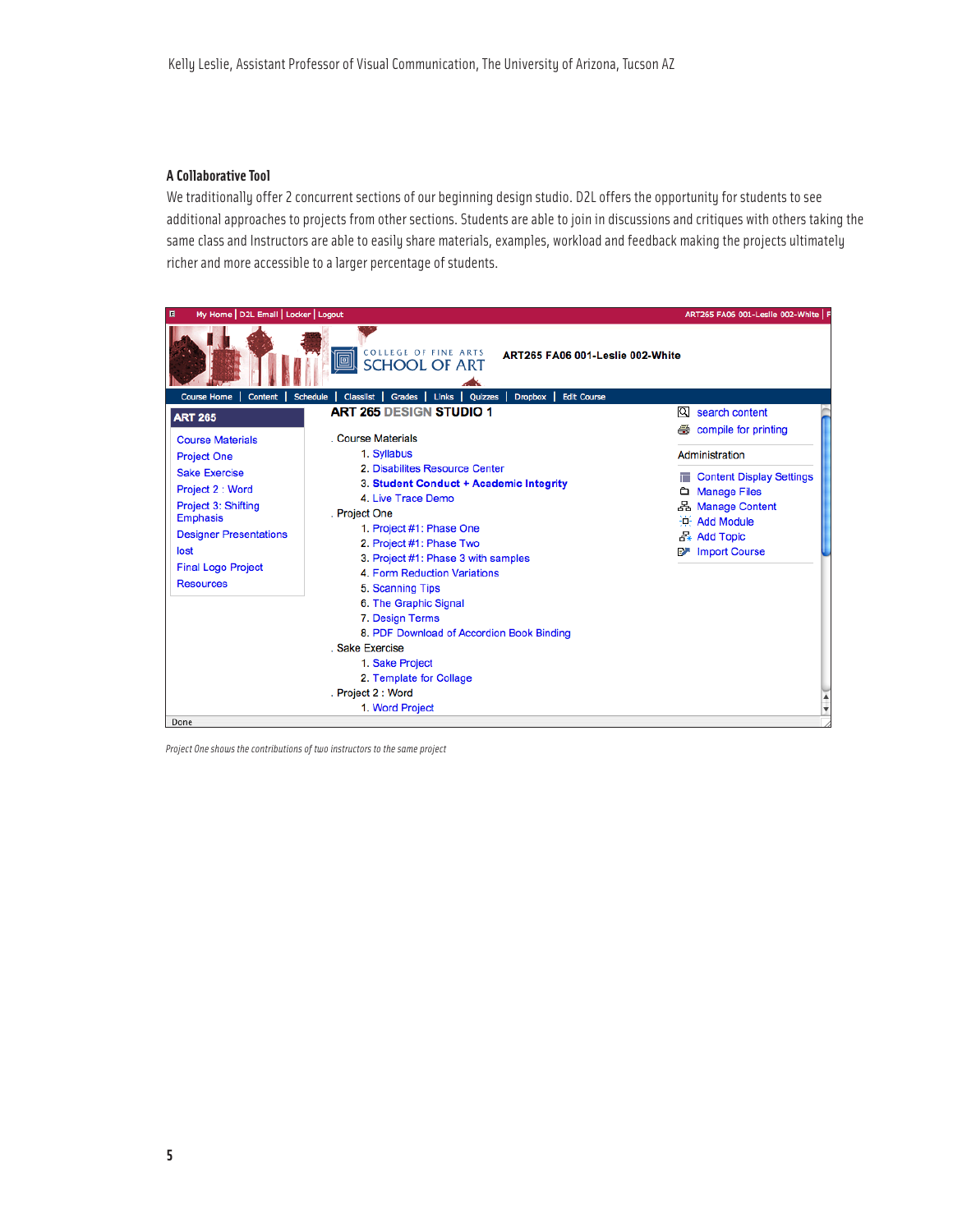### A Collaborative Tool

We traditionally offer 2 concurrent sections of our beginning design studio. D2L offers the opportunity for students to see additional approaches to projects from other sections. Students are able to join in discussions and critiques with others taking the same class and Instructors are able to easily share materials, examples, workload and feedback making the projects ultimately richer and more accessible to a larger percentage of students.

*Project One shows the contributions of two instructors to the same project*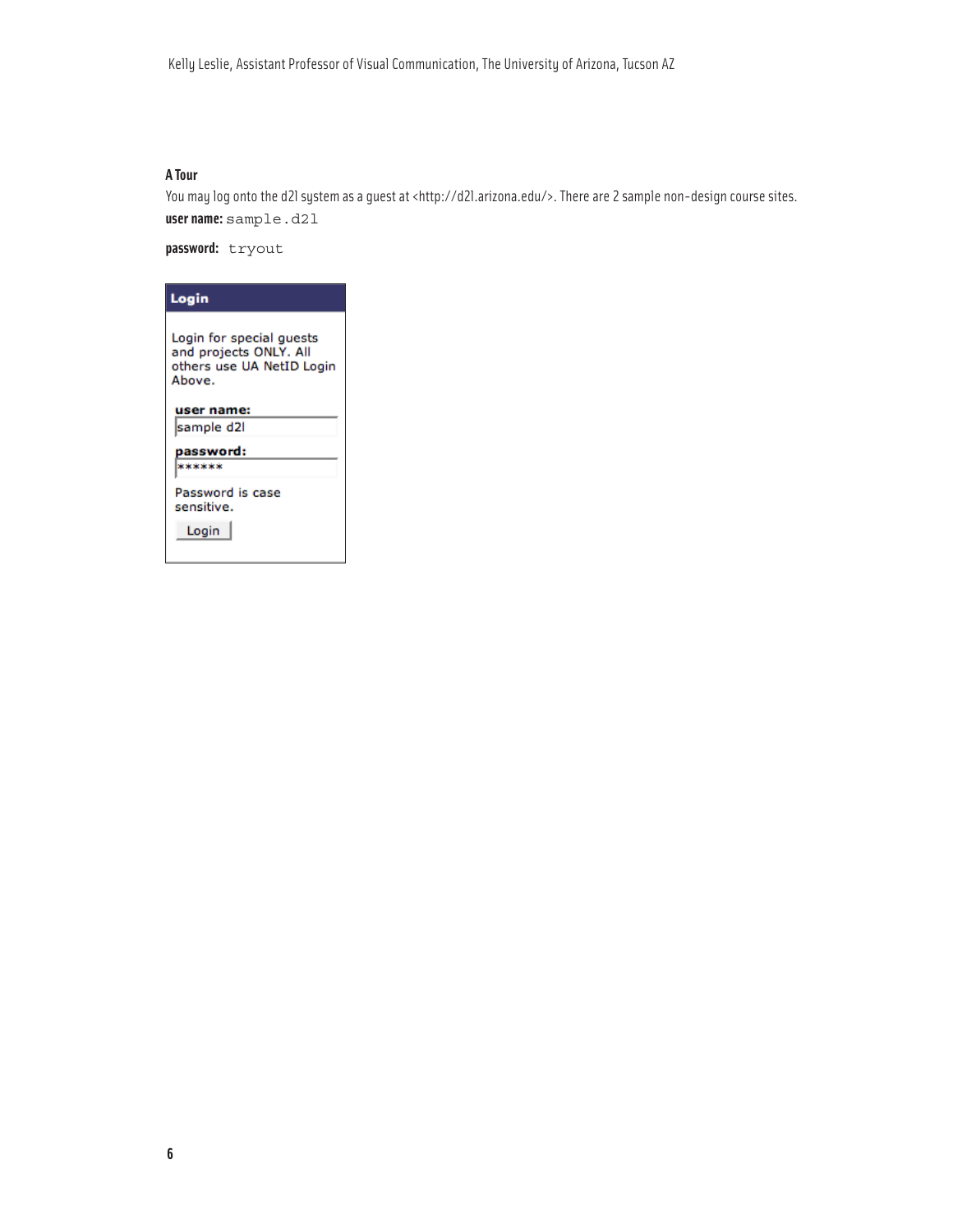**A Tour**

You may log onto the d2l system as a guest at <http://d2l.arizona.edu/>. There are 2 sample non-design course sites.

**user name:** `sample.d2l`

**password:** `tryout`

**Login**

Login for special guests and projects ONLY. All others use UA NetID Login Above.

**user name:**

sample d2l

**password:**

******

Password is case sensitive.

Login